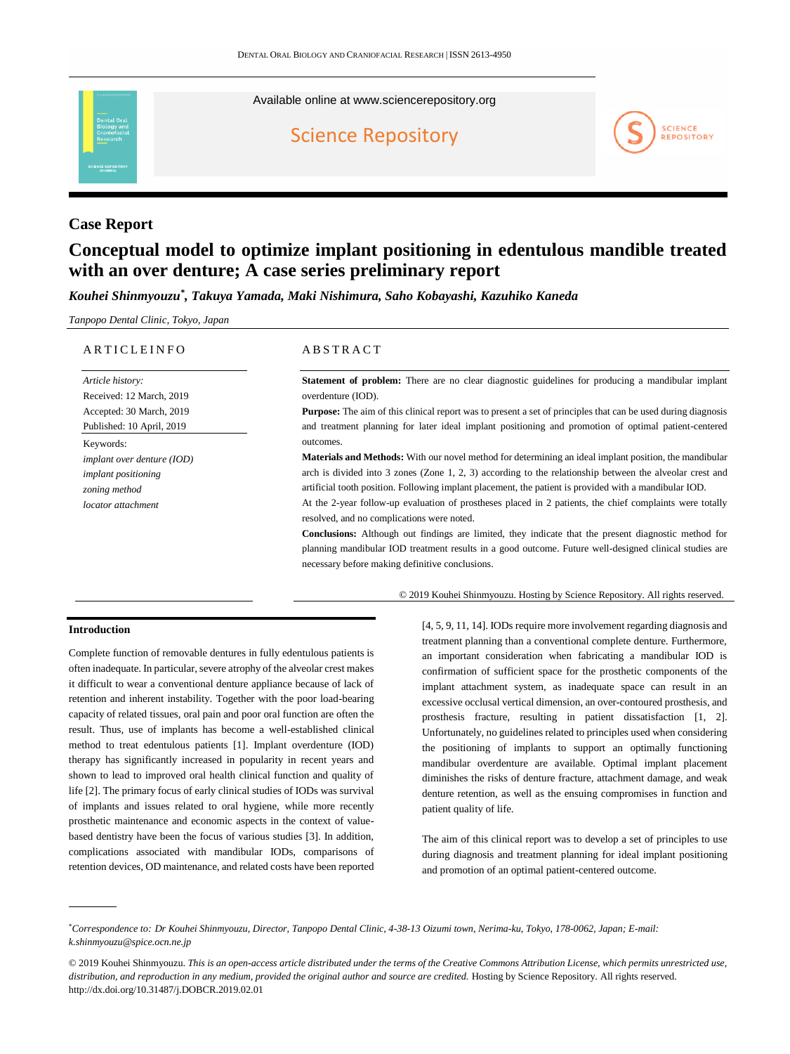Available online at www.sciencerepository.org

Science Repository

**Case Report**

# Conceptual model to optimize implant positioning in edentulous mandible treated with an over denture; A case series preliminary report

***Kouhei Shinmyouzu*\*, Takuya Yamada, Maki Nishimura, Saho Kobayashi, Kazuhiko Kaneda***

*Tanpopo Dental Clinic, Tokyo, Japan*

ARTICLEINFO

*Article history:*
Received: 12 March, 2019
Accepted: 30 March, 2019
Published: 10 April, 2019

Keywords:
*implant over denture (IOD)*
*implant positioning*
*zoning method*
*locator attachment*

ABSTRACT

**Statement of problem:** There are no clear diagnostic guidelines for producing a mandibular implant overdenture (IOD).

**Purpose:** The aim of this clinical report was to present a set of principles that can be used during diagnosis and treatment planning for later ideal implant positioning and promotion of optimal patient-centered outcomes.

**Materials and Methods:** With our novel method for determining an ideal implant position, the mandibular arch is divided into 3 zones (Zone 1, 2, 3) according to the relationship between the alveolar crest and artificial tooth position. Following implant placement, the patient is provided with a mandibular IOD.

At the 2-year follow-up evaluation of prostheses placed in 2 patients, the chief complaints were totally resolved, and no complications were noted.

**Conclusions:** Although out findings are limited, they indicate that the present diagnostic method for planning mandibular IOD treatment results in a good outcome. Future well-designed clinical studies are necessary before making definitive conclusions.

© 2019 Kouhei Shinmyouzu. Hosting by Science Repository. All rights reserved.

## Introduction

Complete function of removable dentures in fully edentulous patients is often inadequate. In particular, severe atrophy of the alveolar crest makes it difficult to wear a conventional denture appliance because of lack of retention and inherent instability. Together with the poor load-bearing capacity of related tissues, oral pain and poor oral function are often the result. Thus, use of implants has become a well-established clinical method to treat edentulous patients [1]. Implant overdenture (IOD) therapy has significantly increased in popularity in recent years and shown to lead to improved oral health clinical function and quality of life [2]. The primary focus of early clinical studies of IODs was survival of implants and issues related to oral hygiene, while more recently prosthetic maintenance and economic aspects in the context of value-based dentistry have been the focus of various studies [3]. In addition, complications associated with mandibular IODs, comparisons of retention devices, OD maintenance, and related costs have been reported [4, 5, 9, 11, 14]. IODs require more involvement regarding diagnosis and treatment planning than a conventional complete denture. Furthermore, an important consideration when fabricating a mandibular IOD is confirmation of sufficient space for the prosthetic components of the implant attachment system, as inadequate space can result in an excessive occlusal vertical dimension, an over-contoured prosthesis, and prosthesis fracture, resulting in patient dissatisfaction [1, 2]. Unfortunately, no guidelines related to principles used when considering the positioning of implants to support an optimally functioning mandibular overdenture are available. Optimal implant placement diminishes the risks of denture fracture, attachment damage, and weak denture retention, as well as the ensuing compromises in function and patient quality of life.

The aim of this clinical report was to develop a set of principles to use during diagnosis and treatment planning for ideal implant positioning and promotion of an optimal patient-centered outcome.

\*Correspondence to: *Dr Kouhei Shinmyouzu, Director, Tanpopo Dental Clinic, 4-38-13 Oizumi town, Nerima-ku, Tokyo, 178-0062, Japan; E-mail: k.shinmyouzu@spice.ocn.ne.jp*

© 2019 Kouhei Shinmyouzu. *This is an open-access article distributed under the terms of the Creative Commons Attribution License, which permits unrestricted use, distribution, and reproduction in any medium, provided the original author and source are credited.* Hosting by Science Repository. All rights reserved.
http://dx.doi.org/10.31487/j.DOBCR.2019.02.01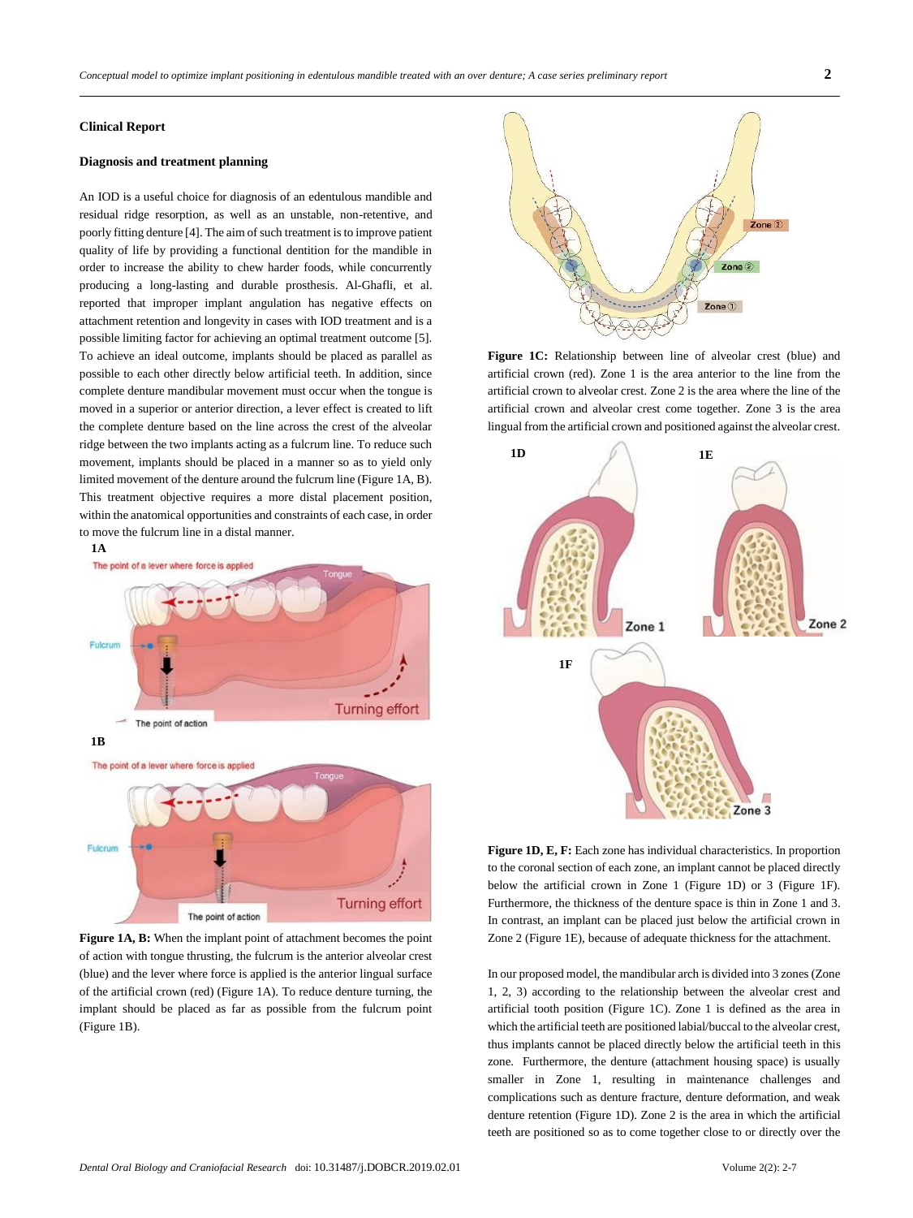## Clinical Report

### Diagnosis and treatment planning

An IOD is a useful choice for diagnosis of an edentulous mandible and residual ridge resorption, as well as an unstable, non-retentive, and poorly fitting denture [4]. The aim of such treatment is to improve patient quality of life by providing a functional dentition for the mandible in order to increase the ability to chew harder foods, while concurrently producing a long-lasting and durable prosthesis. Al-Ghafli, et al. reported that improper implant angulation has negative effects on attachment retention and longevity in cases with IOD treatment and is a possible limiting factor for achieving an optimal treatment outcome [5]. To achieve an ideal outcome, implants should be placed as parallel as possible to each other directly below artificial teeth. In addition, since complete denture mandibular movement must occur when the tongue is moved in a superior or anterior direction, a lever effect is created to lift the complete denture based on the line across the crest of the alveolar ridge between the two implants acting as a fulcrum line. To reduce such movement, implants should be placed in a manner so as to yield only limited movement of the denture around the fulcrum line (Figure 1A, B). This treatment objective requires a more distal placement position, within the anatomical opportunities and constraints of each case, in order to move the fulcrum line in a distal manner.

**Figure 1A, B:** When the implant point of attachment becomes the point of action with tongue thrusting, the fulcrum is the anterior alveolar crest (blue) and the lever where force is applied is the anterior lingual surface of the artificial crown (red) (Figure 1A). To reduce denture turning, the implant should be placed as far as possible from the fulcrum point (Figure 1B).

**Figure 1C:** Relationship between line of alveolar crest (blue) and artificial crown (red). Zone 1 is the area anterior to the line from the artificial crown to alveolar crest. Zone 2 is the area where the line of the artificial crown and alveolar crest come together. Zone 3 is the area lingual from the artificial crown and positioned against the alveolar crest.

**Figure 1D, E, F:** Each zone has individual characteristics. In proportion to the coronal section of each zone, an implant cannot be placed directly below the artificial crown in Zone 1 (Figure 1D) or 3 (Figure 1F). Furthermore, the thickness of the denture space is thin in Zone 1 and 3. In contrast, an implant can be placed just below the artificial crown in Zone 2 (Figure 1E), because of adequate thickness for the attachment.

In our proposed model, the mandibular arch is divided into 3 zones (Zone 1, 2, 3) according to the relationship between the alveolar crest and artificial tooth position (Figure 1C). Zone 1 is defined as the area in which the artificial teeth are positioned labial/buccal to the alveolar crest, thus implants cannot be placed directly below the artificial teeth in this zone. Furthermore, the denture (attachment housing space) is usually smaller in Zone 1, resulting in maintenance challenges and complications such as denture fracture, denture deformation, and weak denture retention (Figure 1D). Zone 2 is the area in which the artificial teeth are positioned so as to come together close to or directly over the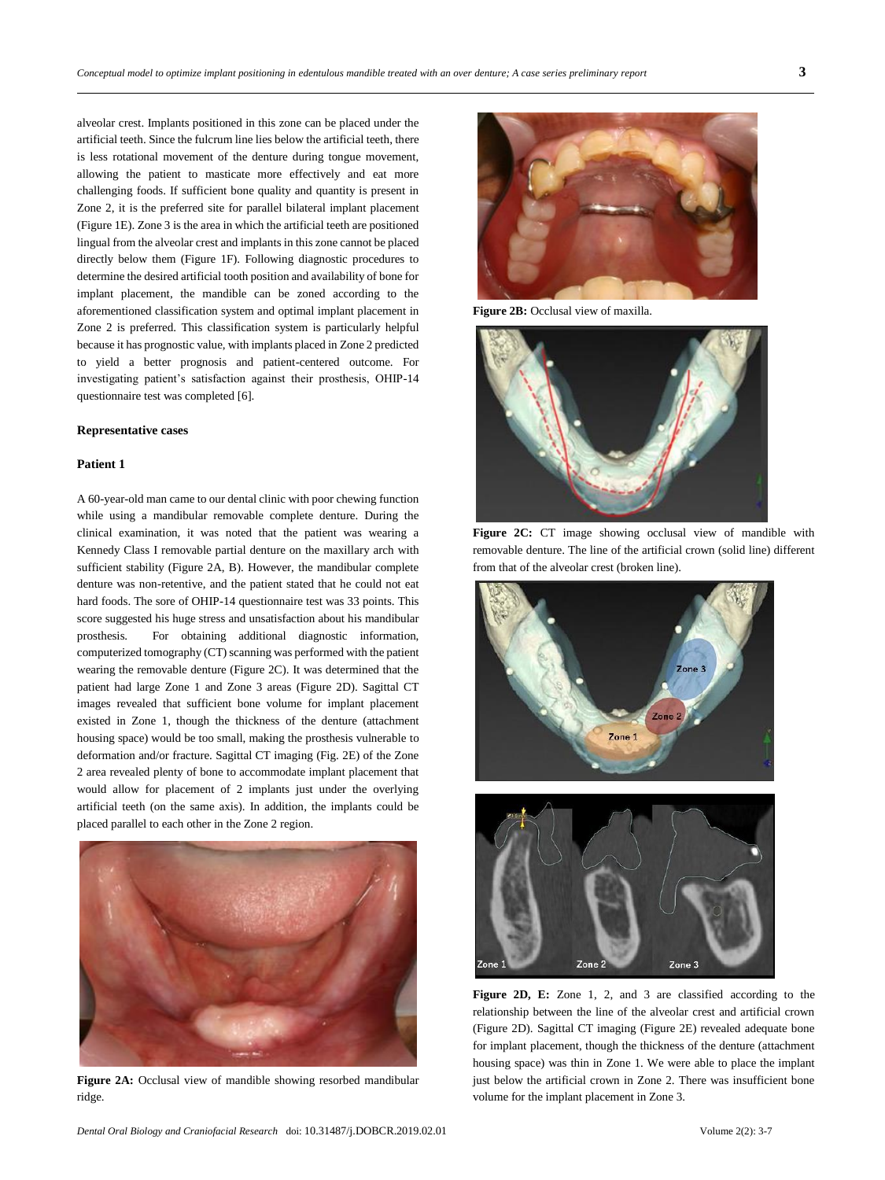alveolar crest. Implants positioned in this zone can be placed under the artificial teeth. Since the fulcrum line lies below the artificial teeth, there is less rotational movement of the denture during tongue movement, allowing the patient to masticate more effectively and eat more challenging foods. If sufficient bone quality and quantity is present in Zone 2, it is the preferred site for parallel bilateral implant placement (Figure 1E). Zone 3 is the area in which the artificial teeth are positioned lingual from the alveolar crest and implants in this zone cannot be placed directly below them (Figure 1F). Following diagnostic procedures to determine the desired artificial tooth position and availability of bone for implant placement, the mandible can be zoned according to the aforementioned classification system and optimal implant placement in Zone 2 is preferred. This classification system is particularly helpful because it has prognostic value, with implants placed in Zone 2 predicted to yield a better prognosis and patient-centered outcome. For investigating patient's satisfaction against their prosthesis, OHIP-14 questionnaire test was completed [6].

**Representative cases**

**Patient 1**

A 60-year-old man came to our dental clinic with poor chewing function while using a mandibular removable complete denture. During the clinical examination, it was noted that the patient was wearing a Kennedy Class I removable partial denture on the maxillary arch with sufficient stability (Figure 2A, B). However, the mandibular complete denture was non-retentive, and the patient stated that he could not eat hard foods. The sore of OHIP-14 questionnaire test was 33 points. This score suggested his huge stress and unsatisfaction about his mandibular prosthesis. For obtaining additional diagnostic information, computerized tomography (CT) scanning was performed with the patient wearing the removable denture (Figure 2C). It was determined that the patient had large Zone 1 and Zone 3 areas (Figure 2D). Sagittal CT images revealed that sufficient bone volume for implant placement existed in Zone 1, though the thickness of the denture (attachment housing space) would be too small, making the prosthesis vulnerable to deformation and/or fracture. Sagittal CT imaging (Fig. 2E) of the Zone 2 area revealed plenty of bone to accommodate implant placement that would allow for placement of 2 implants just under the overlying artificial teeth (on the same axis). In addition, the implants could be placed parallel to each other in the Zone 2 region.

**Figure 2A:** Occlusal view of mandible showing resorbed mandibular ridge.

**Figure 2B:** Occlusal view of maxilla.

**Figure 2C:** CT image showing occlusal view of mandible with removable denture. The line of the artificial crown (solid line) different from that of the alveolar crest (broken line).

**Figure 2D, E:** Zone 1, 2, and 3 are classified according to the relationship between the line of the alveolar crest and artificial crown (Figure 2D). Sagittal CT imaging (Figure 2E) revealed adequate bone for implant placement, though the thickness of the denture (attachment housing space) was thin in Zone 1. We were able to place the implant just below the artificial crown in Zone 2. There was insufficient bone volume for the implant placement in Zone 3.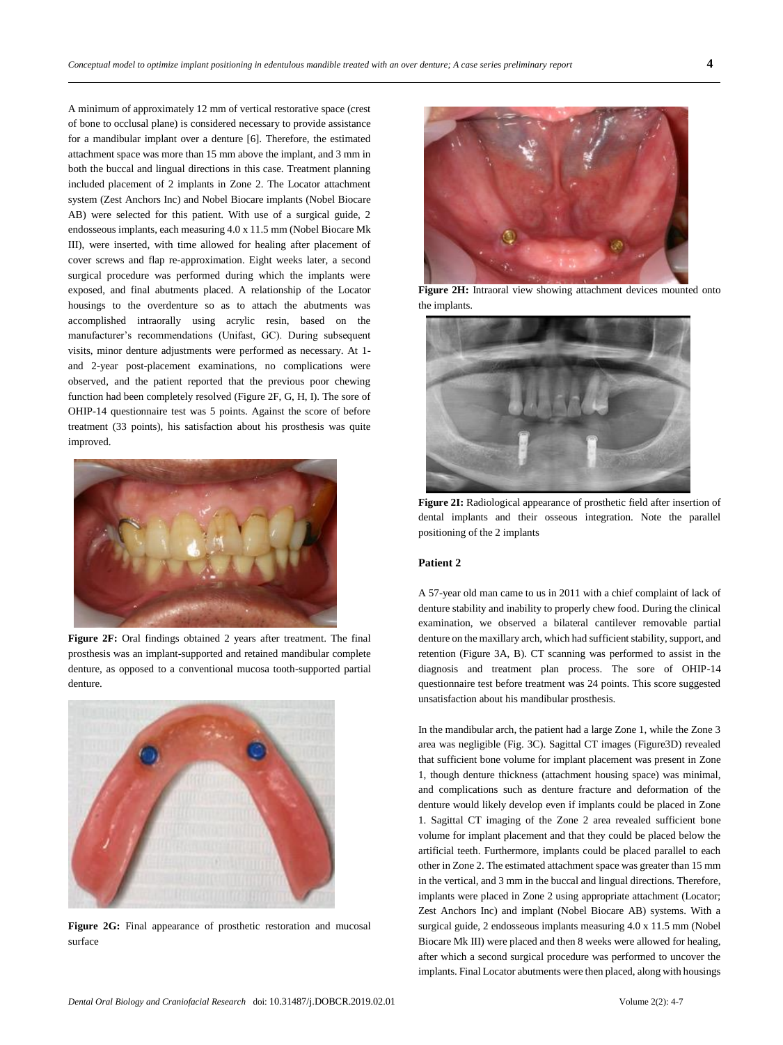A minimum of approximately 12 mm of vertical restorative space (crest of bone to occlusal plane) is considered necessary to provide assistance for a mandibular implant over a denture [6]. Therefore, the estimated attachment space was more than 15 mm above the implant, and 3 mm in both the buccal and lingual directions in this case. Treatment planning included placement of 2 implants in Zone 2. The Locator attachment system (Zest Anchors Inc) and Nobel Biocare implants (Nobel Biocare AB) were selected for this patient. With use of a surgical guide, 2 endosseous implants, each measuring 4.0 x 11.5 mm (Nobel Biocare Mk III), were inserted, with time allowed for healing after placement of cover screws and flap re-approximation. Eight weeks later, a second surgical procedure was performed during which the implants were exposed, and final abutments placed. A relationship of the Locator housings to the overdenture so as to attach the abutments was accomplished intraorally using acrylic resin, based on the manufacturer's recommendations (Unifast, GC). During subsequent visits, minor denture adjustments were performed as necessary. At 1- and 2-year post-placement examinations, no complications were observed, and the patient reported that the previous poor chewing function had been completely resolved (Figure 2F, G, H, I). The sore of OHIP-14 questionnaire test was 5 points. Against the score of before treatment (33 points), his satisfaction about his prosthesis was quite improved.

**Figure 2F:** Oral findings obtained 2 years after treatment. The final prosthesis was an implant-supported and retained mandibular complete denture, as opposed to a conventional mucosa tooth-supported partial denture.

**Figure 2G:** Final appearance of prosthetic restoration and mucosal surface

**Figure 2H:** Intraoral view showing attachment devices mounted onto the implants.

**Figure 2I:** Radiological appearance of prosthetic field after insertion of dental implants and their osseous integration. Note the parallel positioning of the 2 implants

### Patient 2

A 57-year old man came to us in 2011 with a chief complaint of lack of denture stability and inability to properly chew food. During the clinical examination, we observed a bilateral cantilever removable partial denture on the maxillary arch, which had sufficient stability, support, and retention (Figure 3A, B). CT scanning was performed to assist in the diagnosis and treatment plan process. The sore of OHIP-14 questionnaire test before treatment was 24 points. This score suggested unsatisfaction about his mandibular prosthesis.

In the mandibular arch, the patient had a large Zone 1, while the Zone 3 area was negligible (Fig. 3C). Sagittal CT images (Figure3D) revealed that sufficient bone volume for implant placement was present in Zone 1, though denture thickness (attachment housing space) was minimal, and complications such as denture fracture and deformation of the denture would likely develop even if implants could be placed in Zone 1. Sagittal CT imaging of the Zone 2 area revealed sufficient bone volume for implant placement and that they could be placed below the artificial teeth. Furthermore, implants could be placed parallel to each other in Zone 2. The estimated attachment space was greater than 15 mm in the vertical, and 3 mm in the buccal and lingual directions. Therefore, implants were placed in Zone 2 using appropriate attachment (Locator; Zest Anchors Inc) and implant (Nobel Biocare AB) systems. With a surgical guide, 2 endosseous implants measuring 4.0 x 11.5 mm (Nobel Biocare Mk III) were placed and then 8 weeks were allowed for healing, after which a second surgical procedure was performed to uncover the implants. Final Locator abutments were then placed, along with housings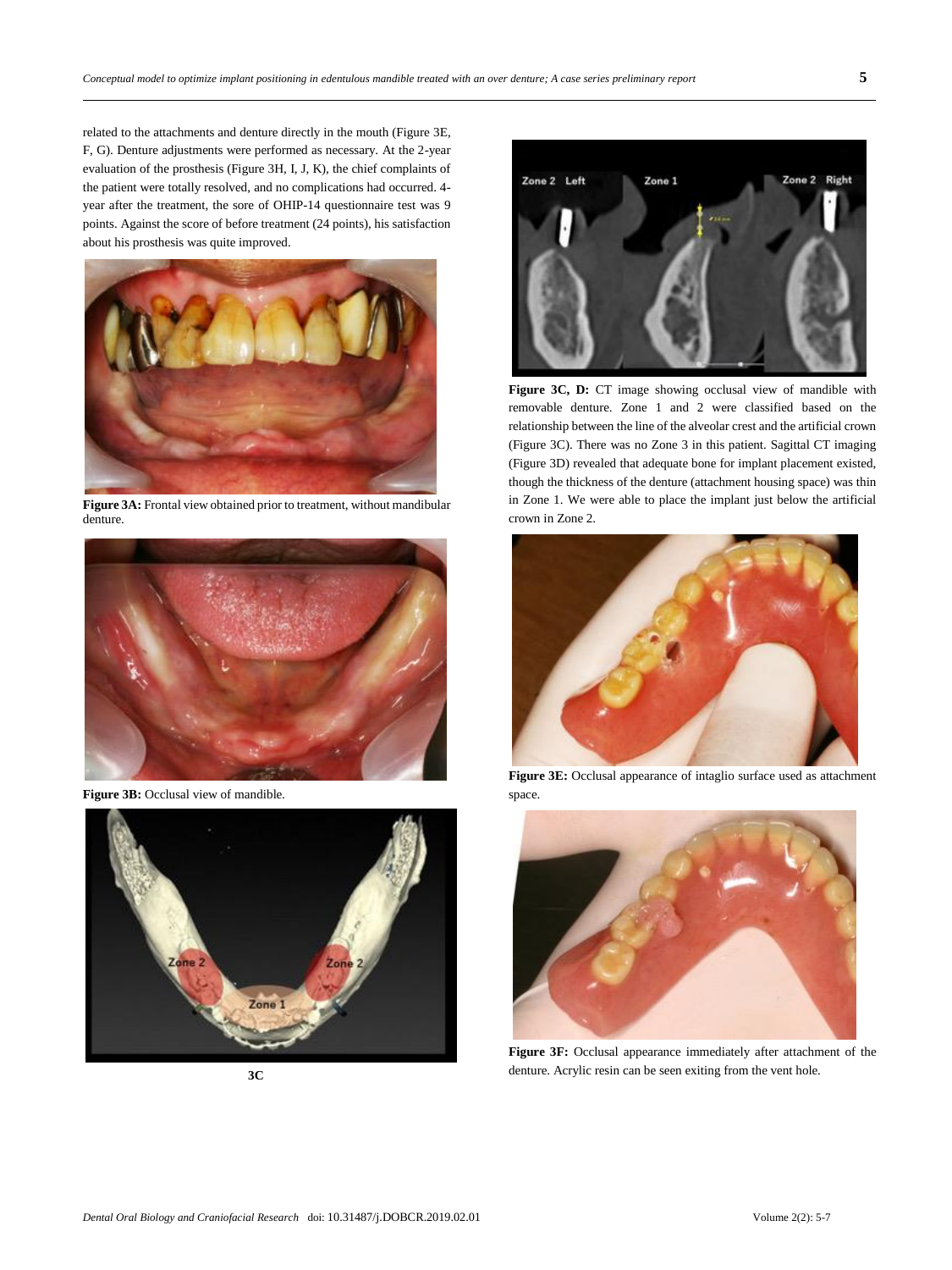related to the attachments and denture directly in the mouth (Figure 3E, F, G). Denture adjustments were performed as necessary. At the 2-year evaluation of the prosthesis (Figure 3H, I, J, K), the chief complaints of the patient were totally resolved, and no complications had occurred. 4-year after the treatment, the sore of OHIP-14 questionnaire test was 9 points. Against the score of before treatment (24 points), his satisfaction about his prosthesis was quite improved.

**Figure 3A:** Frontal view obtained prior to treatment, without mandibular denture.

**Figure 3B:** Occlusal view of mandible.

3C

**Figure 3C, D:** CT image showing occlusal view of mandible with removable denture. Zone 1 and 2 were classified based on the relationship between the line of the alveolar crest and the artificial crown (Figure 3C). There was no Zone 3 in this patient. Sagittal CT imaging (Figure 3D) revealed that adequate bone for implant placement existed, though the thickness of the denture (attachment housing space) was thin in Zone 1. We were able to place the implant just below the artificial crown in Zone 2.

**Figure 3E:** Occlusal appearance of intaglio surface used as attachment space.

**Figure 3F:** Occlusal appearance immediately after attachment of the denture. Acrylic resin can be seen exiting from the vent hole.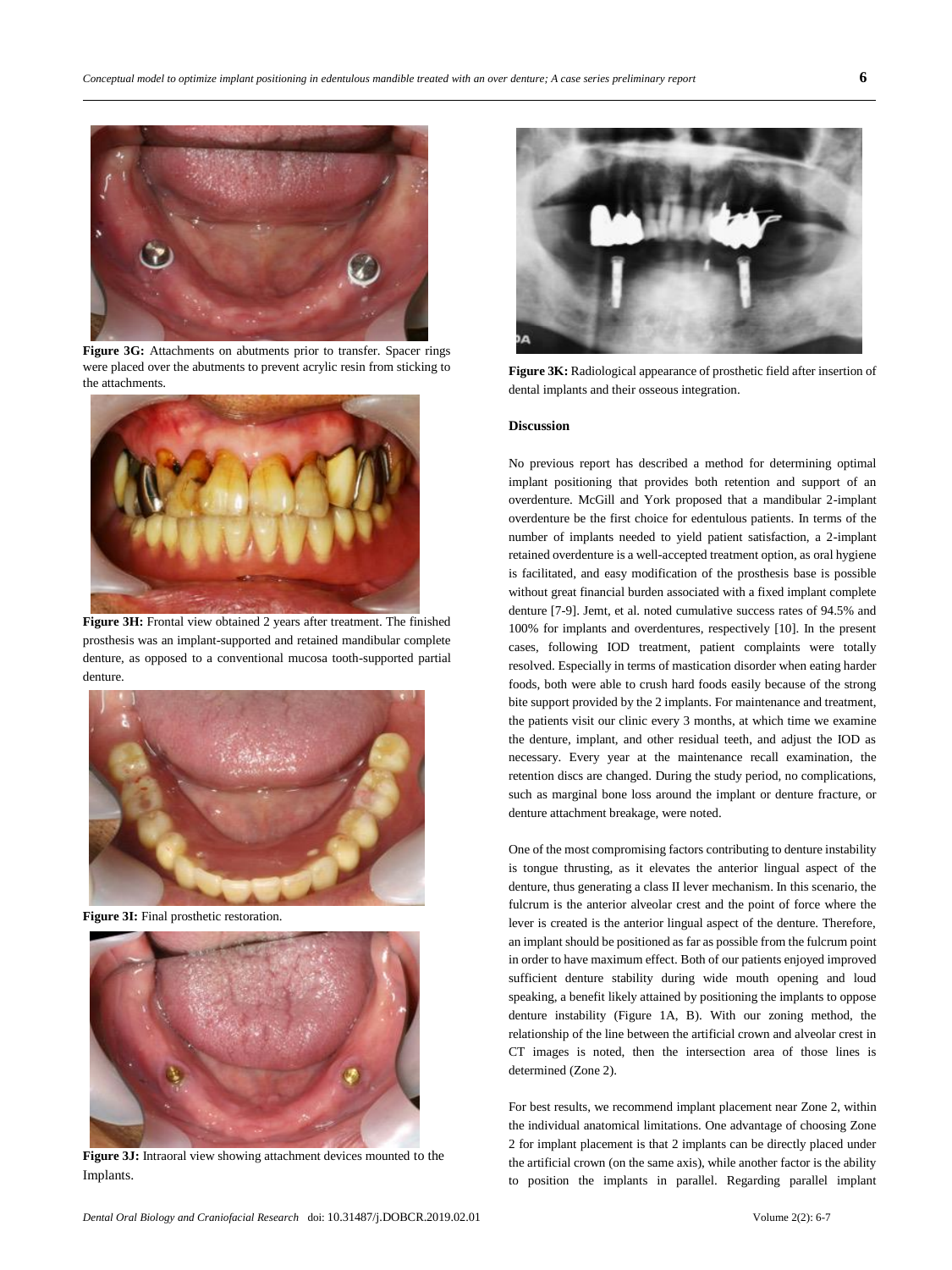Figure 3G: Attachments on abutments prior to transfer. Spacer rings were placed over the abutments to prevent acrylic resin from sticking to the attachments.

Figure 3H: Frontal view obtained 2 years after treatment. The finished prosthesis was an implant-supported and retained mandibular complete denture, as opposed to a conventional mucosa tooth-supported partial denture.

Figure 3I: Final prosthetic restoration.

Figure 3J: Intraoral view showing attachment devices mounted to the Implants.

Figure 3K: Radiological appearance of prosthetic field after insertion of dental implants and their osseous integration.

**Discussion**

No previous report has described a method for determining optimal implant positioning that provides both retention and support of an overdenture. McGill and York proposed that a mandibular 2-implant overdenture be the first choice for edentulous patients. In terms of the number of implants needed to yield patient satisfaction, a 2-implant retained overdenture is a well-accepted treatment option, as oral hygiene is facilitated, and easy modification of the prosthesis base is possible without great financial burden associated with a fixed implant complete denture [7-9]. Jemt, et al. noted cumulative success rates of 94.5% and 100% for implants and overdentures, respectively [10]. In the present cases, following IOD treatment, patient complaints were totally resolved. Especially in terms of mastication disorder when eating harder foods, both were able to crush hard foods easily because of the strong bite support provided by the 2 implants. For maintenance and treatment, the patients visit our clinic every 3 months, at which time we examine the denture, implant, and other residual teeth, and adjust the IOD as necessary. Every year at the maintenance recall examination, the retention discs are changed. During the study period, no complications, such as marginal bone loss around the implant or denture fracture, or denture attachment breakage, were noted.

One of the most compromising factors contributing to denture instability is tongue thrusting, as it elevates the anterior lingual aspect of the denture, thus generating a class II lever mechanism. In this scenario, the fulcrum is the anterior alveolar crest and the point of force where the lever is created is the anterior lingual aspect of the denture. Therefore, an implant should be positioned as far as possible from the fulcrum point in order to have maximum effect. Both of our patients enjoyed improved sufficient denture stability during wide mouth opening and loud speaking, a benefit likely attained by positioning the implants to oppose denture instability (Figure 1A, B). With our zoning method, the relationship of the line between the artificial crown and alveolar crest in CT images is noted, then the intersection area of those lines is determined (Zone 2).

For best results, we recommend implant placement near Zone 2, within the individual anatomical limitations. One advantage of choosing Zone 2 for implant placement is that 2 implants can be directly placed under the artificial crown (on the same axis), while another factor is the ability to position the implants in parallel. Regarding parallel implant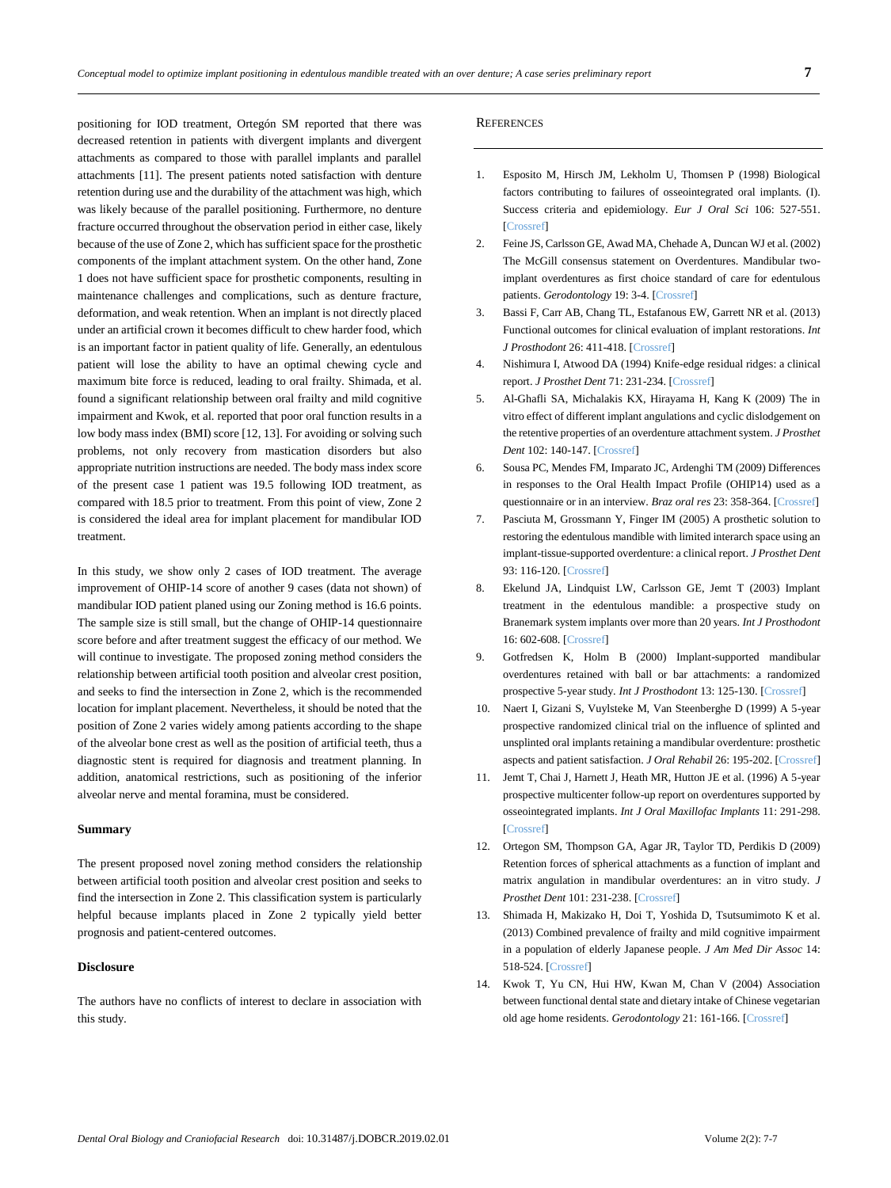positioning for IOD treatment, Ortegón SM reported that there was decreased retention in patients with divergent implants and divergent attachments as compared to those with parallel implants and parallel attachments [11]. The present patients noted satisfaction with denture retention during use and the durability of the attachment was high, which was likely because of the parallel positioning. Furthermore, no denture fracture occurred throughout the observation period in either case, likely because of the use of Zone 2, which has sufficient space for the prosthetic components of the implant attachment system. On the other hand, Zone 1 does not have sufficient space for prosthetic components, resulting in maintenance challenges and complications, such as denture fracture, deformation, and weak retention. When an implant is not directly placed under an artificial crown it becomes difficult to chew harder food, which is an important factor in patient quality of life. Generally, an edentulous patient will lose the ability to have an optimal chewing cycle and maximum bite force is reduced, leading to oral frailty. Shimada, et al. found a significant relationship between oral frailty and mild cognitive impairment and Kwok, et al. reported that poor oral function results in a low body mass index (BMI) score [12, 13]. For avoiding or solving such problems, not only recovery from mastication disorders but also appropriate nutrition instructions are needed. The body mass index score of the present case 1 patient was 19.5 following IOD treatment, as compared with 18.5 prior to treatment. From this point of view, Zone 2 is considered the ideal area for implant placement for mandibular IOD treatment.

In this study, we show only 2 cases of IOD treatment. The average improvement of OHIP-14 score of another 9 cases (data not shown) of mandibular IOD patient planed using our Zoning method is 16.6 points. The sample size is still small, but the change of OHIP-14 questionnaire score before and after treatment suggest the efficacy of our method. We will continue to investigate. The proposed zoning method considers the relationship between artificial tooth position and alveolar crest position, and seeks to find the intersection in Zone 2, which is the recommended location for implant placement. Nevertheless, it should be noted that the position of Zone 2 varies widely among patients according to the shape of the alveolar bone crest as well as the position of artificial teeth, thus a diagnostic stent is required for diagnosis and treatment planning. In addition, anatomical restrictions, such as positioning of the inferior alveolar nerve and mental foramina, must be considered.

## Summary

The present proposed novel zoning method considers the relationship between artificial tooth position and alveolar crest position and seeks to find the intersection in Zone 2. This classification system is particularly helpful because implants placed in Zone 2 typically yield better prognosis and patient-centered outcomes.

## Disclosure

The authors have no conflicts of interest to declare in association with this study.

## References

1. Esposito M, Hirsch JM, Lekholm U, Thomsen P (1998) Biological factors contributing to failures of osseointegrated oral implants. (I). Success criteria and epidemiology. *Eur J Oral Sci* 106: 527-551. [Crossref]
2. Feine JS, Carlsson GE, Awad MA, Chehade A, Duncan WJ et al. (2002) The McGill consensus statement on Overdentures. Mandibular two-implant overdentures as first choice standard of care for edentulous patients. *Gerodontology* 19: 3-4. [Crossref]
3. Bassi F, Carr AB, Chang TL, Estafanous EW, Garrett NR et al. (2013) Functional outcomes for clinical evaluation of implant restorations. *Int J Prosthodont* 26: 411-418. [Crossref]
4. Nishimura I, Atwood DA (1994) Knife-edge residual ridges: a clinical report. *J Prosthet Dent* 71: 231-234. [Crossref]
5. Al-Ghafli SA, Michalakis KX, Hirayama H, Kang K (2009) The in vitro effect of different implant angulations and cyclic dislodgement on the retentive properties of an overdenture attachment system. *J Prosthet Dent* 102: 140-147. [Crossref]
6. Sousa PC, Mendes FM, Imparato JC, Ardenghi TM (2009) Differences in responses to the Oral Health Impact Profile (OHIP14) used as a questionnaire or in an interview. *Braz oral res* 23: 358-364. [Crossref]
7. Pasciuta M, Grossmann Y, Finger IM (2005) A prosthetic solution to restoring the edentulous mandible with limited interarch space using an implant-tissue-supported overdenture: a clinical report. *J Prosthet Dent* 93: 116-120. [Crossref]
8. Ekelund JA, Lindquist LW, Carlsson GE, Jemt T (2003) Implant treatment in the edentulous mandible: a prospective study on Branemark system implants over more than 20 years. *Int J Prosthodont* 16: 602-608. [Crossref]
9. Gotfredsen K, Holm B (2000) Implant-supported mandibular overdentures retained with ball or bar attachments: a randomized prospective 5-year study. *Int J Prosthodont* 13: 125-130. [Crossref]
10. Naert I, Gizani S, Vuylsteke M, Van Steenberghe D (1999) A 5-year prospective randomized clinical trial on the influence of splinted and unsplinted oral implants retaining a mandibular overdenture: prosthetic aspects and patient satisfaction. *J Oral Rehabil* 26: 195-202. [Crossref]
11. Jemt T, Chai J, Harnett J, Heath MR, Hutton JE et al. (1996) A 5-year prospective multicenter follow-up report on overdentures supported by osseointegrated implants. *Int J Oral Maxillofac Implants* 11: 291-298. [Crossref]
12. Ortegon SM, Thompson GA, Agar JR, Taylor TD, Perdikis D (2009) Retention forces of spherical attachments as a function of implant and matrix angulation in mandibular overdentures: an in vitro study. *J Prosthet Dent* 101: 231-238. [Crossref]
13. Shimada H, Makizako H, Doi T, Yoshida D, Tsutsumimoto K et al. (2013) Combined prevalence of frailty and mild cognitive impairment in a population of elderly Japanese people. *J Am Med Dir Assoc* 14: 518-524. [Crossref]
14. Kwok T, Yu CN, Hui HW, Kwan M, Chan V (2004) Association between functional dental state and dietary intake of Chinese vegetarian old age home residents. *Gerodontology* 21: 161-166. [Crossref]